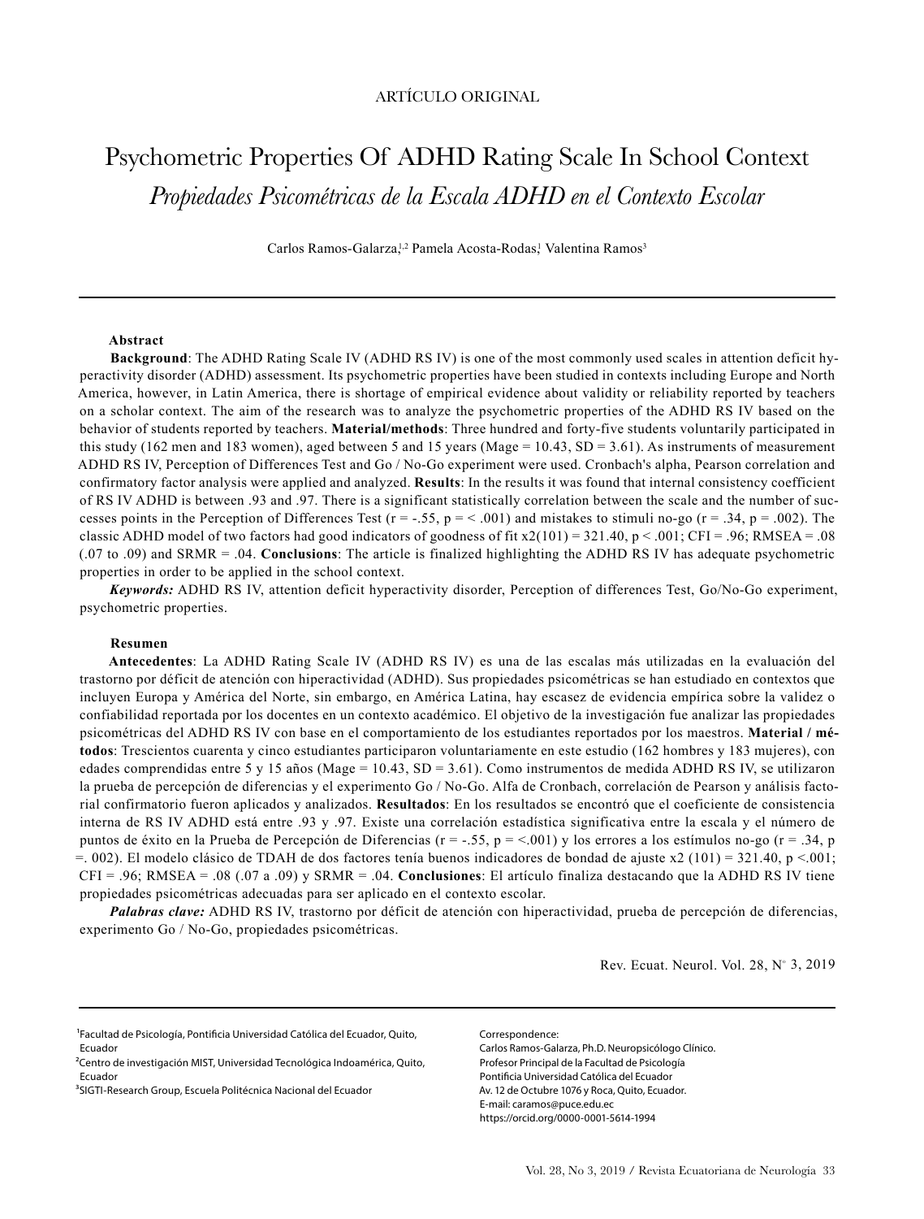ARTÍCULO ORIGINAL

# Psychometric Properties Of ADHD Rating Scale In School Context

## *Propiedades Psicométricas de la Escala ADHD en el Contexto Escolar*

Carlos Ramos-Galarza,[1,2] Pamela Acosta-Rodas,[1] Valentina Ramos[3]

---

### Abstract

**Background**: The ADHD Rating Scale IV (ADHD RS IV) is one of the most commonly used scales in attention deficit hyperactivity disorder (ADHD) assessment. Its psychometric properties have been studied in contexts including Europe and North America, however, in Latin America, there is shortage of empirical evidence about validity or reliability reported by teachers on a scholar context. The aim of the research was to analyze the psychometric properties of the ADHD RS IV based on the behavior of students reported by teachers. **Material/methods**: Three hundred and forty-five students voluntarily participated in this study (162 men and 183 women), aged between 5 and 15 years (Mage = 10.43, SD = 3.61). As instruments of measurement ADHD RS IV, Perception of Differences Test and Go / No-Go experiment were used. Cronbach's alpha, Pearson correlation and confirmatory factor analysis were applied and analyzed. **Results**: In the results it was found that internal consistency coefficient of RS IV ADHD is between .93 and .97. There is a significant statistically correlation between the scale and the number of successes points in the Perception of Differences Test ($r = -.55$, $p = < .001$) and mistakes to stimuli no-go ($r = .34$, $p = .002$). The classic ADHD model of two factors had good indicators of goodness of fit $x2(101) = 321.40$, $p < .001$; CFI = .96; RMSEA = .08 (.07 to .09) and SRMR = .04. **Conclusions**: The article is finalized highlighting the ADHD RS IV has adequate psychometric properties in order to be applied in the school context.

***Keywords:*** ADHD RS IV, attention deficit hyperactivity disorder, Perception of differences Test, Go/No-Go experiment, psychometric properties.

### Resumen

**Antecedentes**: La ADHD Rating Scale IV (ADHD RS IV) es una de las escalas más utilizadas en la evaluación del trastorno por déficit de atención con hiperactividad (ADHD). Sus propiedades psicométricas se han estudiado en contextos que incluyen Europa y América del Norte, sin embargo, en América Latina, hay escasez de evidencia empírica sobre la validez o confiabilidad reportada por los docentes en un contexto académico. El objetivo de la investigación fue analizar las propiedades psicométricas del ADHD RS IV con base en el comportamiento de los estudiantes reportados por los maestros. **Material / métodos**: Trescientos cuarenta y cinco estudiantes participaron voluntariamente en este estudio (162 hombres y 183 mujeres), con edades comprendidas entre 5 y 15 años (Mage = 10.43, SD = 3.61). Como instrumentos de medida ADHD RS IV, se utilizaron la prueba de percepción de diferencias y el experimento Go / No-Go. Alfa de Cronbach, correlación de Pearson y análisis factorial confirmatorio fueron aplicados y analizados. **Resultados**: En los resultados se encontró que el coeficiente de consistencia interna de RS IV ADHD está entre .93 y .97. Existe una correlación estadística significativa entre la escala y el número de puntos de éxito en la Prueba de Percepción de Diferencias ($r = -.55$, $p = <.001$) y los errores a los estímulos no-go ($r = .34$, $p =. 002$). El modelo clásico de TDAH de dos factores tenía buenos indicadores de bondad de ajuste $x2 (101) = 321.40$, $p <.001$; CFI = .96; RMSEA = .08 (.07 a .09) y SRMR = .04. **Conclusiones**: El artículo finaliza destacando que la ADHD RS IV tiene propiedades psicométricas adecuadas para ser aplicado en el contexto escolar.

***Palabras clave:*** ADHD RS IV, trastorno por déficit de atención con hiperactividad, prueba de percepción de diferencias, experimento Go / No-Go, propiedades psicométricas.

Rev. Ecuat. Neurol. Vol. 28, N° 3, 2019

---

[1]Facultad de Psicología, Pontificia Universidad Católica del Ecuador, Quito, Ecuador

[2]Centro de investigación MIST, Universidad Tecnológica Indoamérica, Quito, Ecuador

[3]SIGTI-Research Group, Escuela Politécnica Nacional del Ecuador

Correspondence:
Carlos Ramos-Galarza, Ph.D. Neuropsicólogo Clínico.
Profesor Principal de la Facultad de Psicología
Pontificia Universidad Católica del Ecuador
Av. 12 de Octubre 1076 y Roca, Quito, Ecuador.
E-mail: caramos@puce.edu.ec
https://orcid.org/0000-0001-5614-1994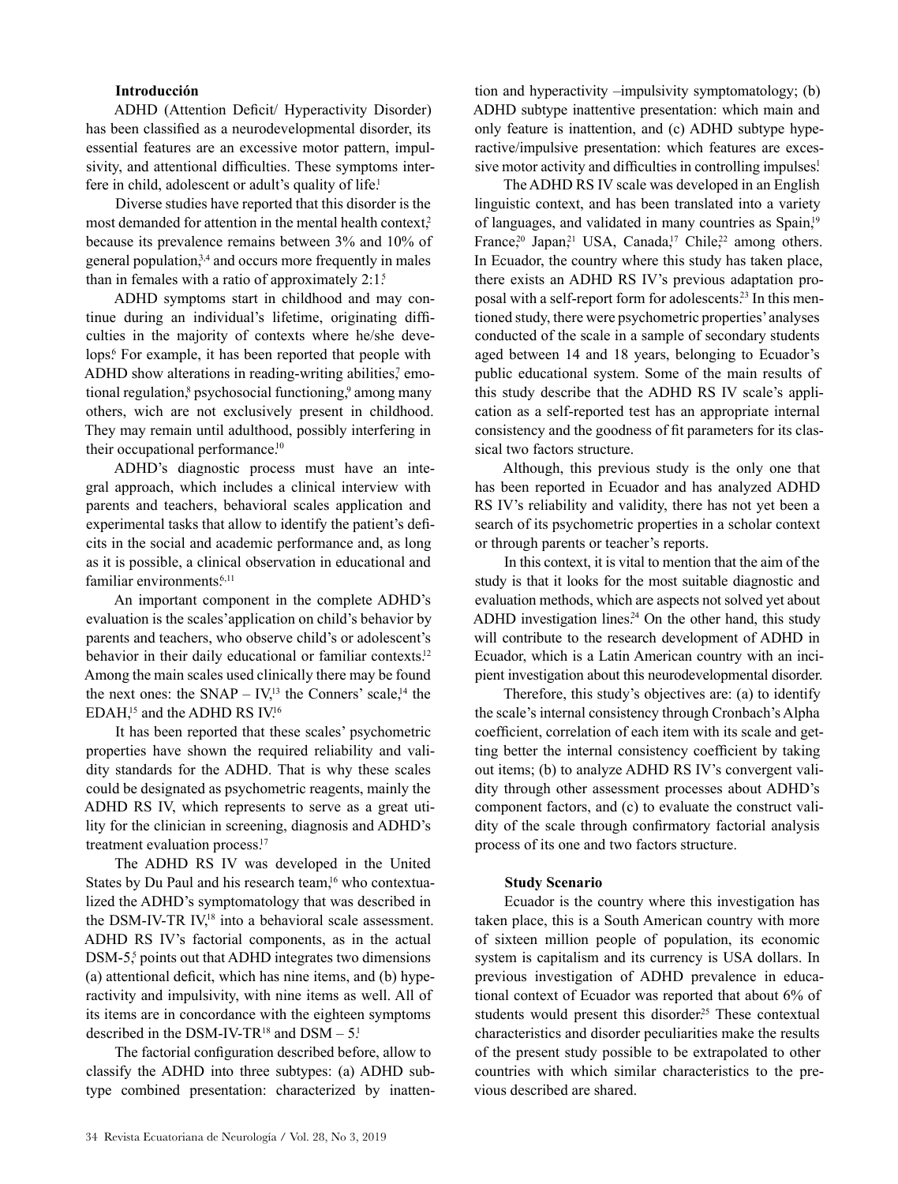### Introducción

ADHD (Attention Deficit/ Hyperactivity Disorder) has been classified as a neurodevelopmental disorder, its essential features are an excessive motor pattern, impulsivity, and attentional difficulties. These symptoms interfere in child, adolescent or adult's quality of life.[1]

Diverse studies have reported that this disorder is the most demanded for attention in the mental health context,[2] because its prevalence remains between 3% and 10% of general population,[3,4] and occurs more frequently in males than in females with a ratio of approximately 2:1.[5]

ADHD symptoms start in childhood and may continue during an individual's lifetime, originating difficulties in the majority of contexts where he/she develops.[6] For example, it has been reported that people with ADHD show alterations in reading-writing abilities,[7] emotional regulation,[8] psychosocial functioning,[9] among many others, wich are not exclusively present in childhood. They may remain until adulthood, possibly interfering in their occupational performance.[10]

ADHD's diagnostic process must have an integral approach, which includes a clinical interview with parents and teachers, behavioral scales application and experimental tasks that allow to identify the patient's deficits in the social and academic performance and, as long as it is possible, a clinical observation in educational and familiar environments.[6,11]

An important component in the complete ADHD's evaluation is the scales'application on child's behavior by parents and teachers, who observe child's or adolescent's behavior in their daily educational or familiar contexts.[12] Among the main scales used clinically there may be found the next ones: the SNAP – IV,[13] the Conners' scale,[14] the EDAH,[15] and the ADHD RS IV.[16]

It has been reported that these scales' psychometric properties have shown the required reliability and validity standards for the ADHD. That is why these scales could be designated as psychometric reagents, mainly the ADHD RS IV, which represents to serve as a great utility for the clinician in screening, diagnosis and ADHD's treatment evaluation process.[17]

The ADHD RS IV was developed in the United States by Du Paul and his research team,[16] who contextualized the ADHD's symptomatology that was described in the DSM-IV-TR IV,[18] into a behavioral scale assessment. ADHD RS IV's factorial components, as in the actual DSM-5,[5] points out that ADHD integrates two dimensions (a) attentional deficit, which has nine items, and (b) hyperactivity and impulsivity, with nine items as well. All of its items are in concordance with the eighteen symptoms described in the DSM-IV-TR[18] and DSM – 5.[1]

The factorial configuration described before, allow to classify the ADHD into three subtypes: (a) ADHD subtype combined presentation: characterized by inattention and hyperactivity –impulsivity symptomatology; (b) ADHD subtype inattentive presentation: which main and only feature is inattention, and (c) ADHD subtype hyperactive/impulsive presentation: which features are excessive motor activity and difficulties in controlling impulses.[1]

The ADHD RS IV scale was developed in an English linguistic context, and has been translated into a variety of languages, and validated in many countries as Spain,[19] France,[20] Japan,[21] USA, Canada,[17] Chile,[22] among others. In Ecuador, the country where this study has taken place, there exists an ADHD RS IV's previous adaptation proposal with a self-report form for adolescents.[23] In this mentioned study, there were psychometric properties' analyses conducted of the scale in a sample of secondary students aged between 14 and 18 years, belonging to Ecuador's public educational system. Some of the main results of this study describe that the ADHD RS IV scale's application as a self-reported test has an appropriate internal consistency and the goodness of fit parameters for its classical two factors structure.

Although, this previous study is the only one that has been reported in Ecuador and has analyzed ADHD RS IV's reliability and validity, there has not yet been a search of its psychometric properties in a scholar context or through parents or teacher's reports.

In this context, it is vital to mention that the aim of the study is that it looks for the most suitable diagnostic and evaluation methods, which are aspects not solved yet about ADHD investigation lines.[24] On the other hand, this study will contribute to the research development of ADHD in Ecuador, which is a Latin American country with an incipient investigation about this neurodevelopmental disorder.

Therefore, this study's objectives are: (a) to identify the scale's internal consistency through Cronbach's Alpha coefficient, correlation of each item with its scale and getting better the internal consistency coefficient by taking out items; (b) to analyze ADHD RS IV's convergent validity through other assessment processes about ADHD's component factors, and (c) to evaluate the construct validity of the scale through confirmatory factorial analysis process of its one and two factors structure.

### Study Scenario

Ecuador is the country where this investigation has taken place, this is a South American country with more of sixteen million people of population, its economic system is capitalism and its currency is USA dollars. In previous investigation of ADHD prevalence in educational context of Ecuador was reported that about 6% of students would present this disorder.[25] These contextual characteristics and disorder peculiarities make the results of the present study possible to be extrapolated to other countries with which similar characteristics to the previous described are shared.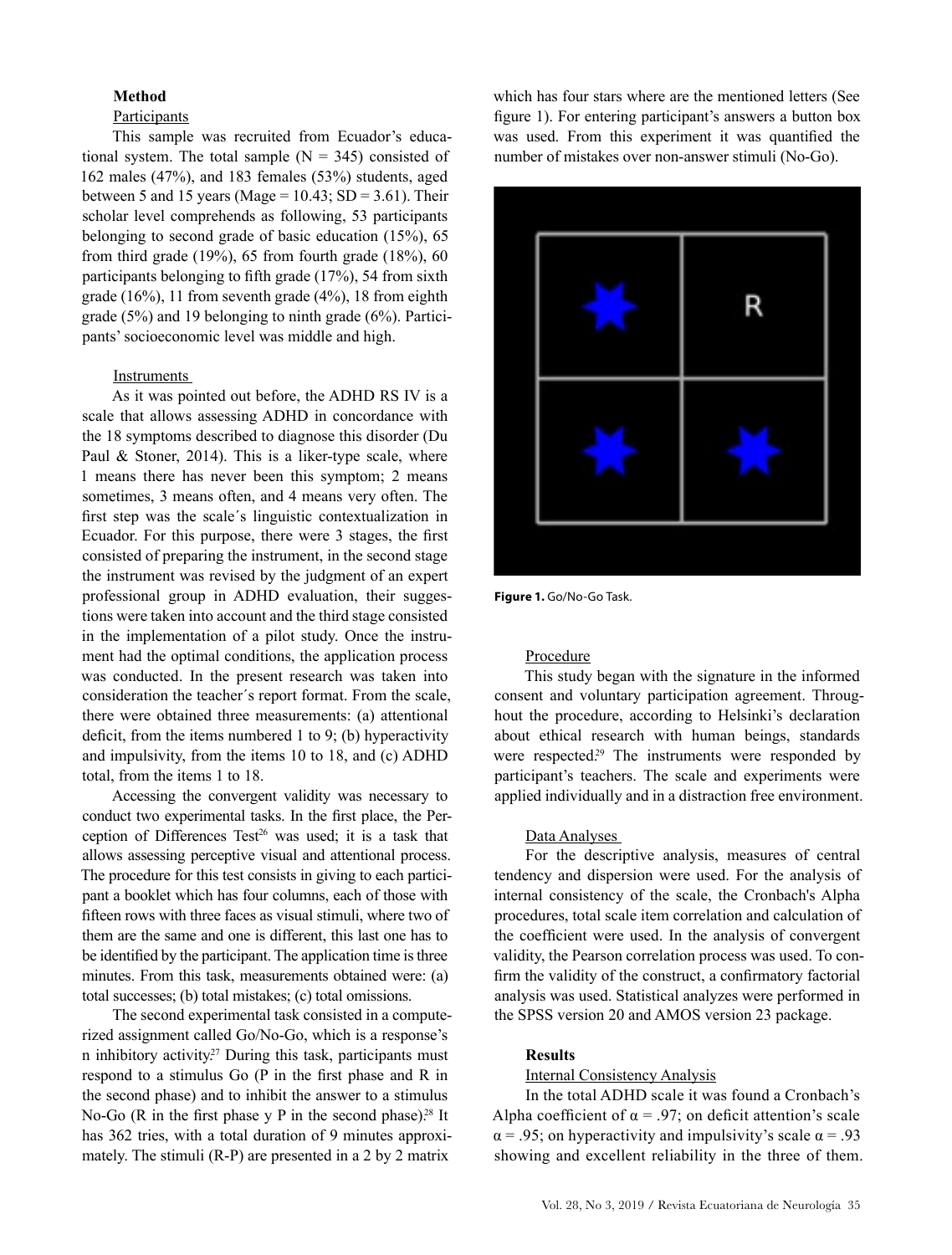**Method**

Participants

This sample was recruited from Ecuador's educational system. The total sample (N = 345) consisted of 162 males (47%), and 183 females (53%) students, aged between 5 and 15 years (Mage = 10.43; SD = 3.61). Their scholar level comprehends as following, 53 participants belonging to second grade of basic education (15%), 65 from third grade (19%), 65 from fourth grade (18%), 60 participants belonging to fifth grade (17%), 54 from sixth grade (16%), 11 from seventh grade (4%), 18 from eighth grade (5%) and 19 belonging to ninth grade (6%). Participants' socioeconomic level was middle and high.

Instruments

As it was pointed out before, the ADHD RS IV is a scale that allows assessing ADHD in concordance with the 18 symptoms described to diagnose this disorder (Du Paul & Stoner, 2014). This is a liker-type scale, where 1 means there has never been this symptom; 2 means sometimes, 3 means often, and 4 means very often. The first step was the scale´s linguistic contextualization in Ecuador. For this purpose, there were 3 stages, the first consisted of preparing the instrument, in the second stage the instrument was revised by the judgment of an expert professional group in ADHD evaluation, their suggestions were taken into account and the third stage consisted in the implementation of a pilot study. Once the instrument had the optimal conditions, the application process was conducted. In the present research was taken into consideration the teacher´s report format. From the scale, there were obtained three measurements: (a) attentional deficit, from the items numbered 1 to 9; (b) hyperactivity and impulsivity, from the items 10 to 18, and (c) ADHD total, from the items 1 to 18.

Accessing the convergent validity was necessary to conduct two experimental tasks. In the first place, the Perception of Differences Test[26] was used; it is a task that allows assessing perceptive visual and attentional process. The procedure for this test consists in giving to each participant a booklet which has four columns, each of those with fifteen rows with three faces as visual stimuli, where two of them are the same and one is different, this last one has to be identified by the participant. The application time is three minutes. From this task, measurements obtained were: (a) total successes; (b) total mistakes; (c) total omissions.

The second experimental task consisted in a computerized assignment called Go/No-Go, which is a response's n inhibitory activity.[27] During this task, participants must respond to a stimulus Go (P in the first phase and R in the second phase) and to inhibit the answer to a stimulus No-Go (R in the first phase y P in the second phase).[28] It has 362 tries, with a total duration of 9 minutes approximately. The stimuli (R-P) are presented in a 2 by 2 matrix which has four stars where are the mentioned letters (See figure 1). For entering participant's answers a button box was used. From this experiment it was quantified the number of mistakes over non-answer stimuli (No-Go).

**Figure 1.** Go/No-Go Task.

Procedure

This study began with the signature in the informed consent and voluntary participation agreement. Throughout the procedure, according to Helsinki's declaration about ethical research with human beings, standards were respected.[29] The instruments were responded by participant's teachers. The scale and experiments were applied individually and in a distraction free environment.

Data Analyses

For the descriptive analysis, measures of central tendency and dispersion were used. For the analysis of internal consistency of the scale, the Cronbach's Alpha procedures, total scale item correlation and calculation of the coefficient were used. In the analysis of convergent validity, the Pearson correlation process was used. To confirm the validity of the construct, a confirmatory factorial analysis was used. Statistical analyzes were performed in the SPSS version 20 and AMOS version 23 package.

**Results**

Internal Consistency Analysis

In the total ADHD scale it was found a Cronbach's Alpha coefficient of $\alpha = .97$; on deficit attention's scale $\alpha = .95$; on hyperactivity and impulsivity's scale $\alpha = .93$ showing and excellent reliability in the three of them.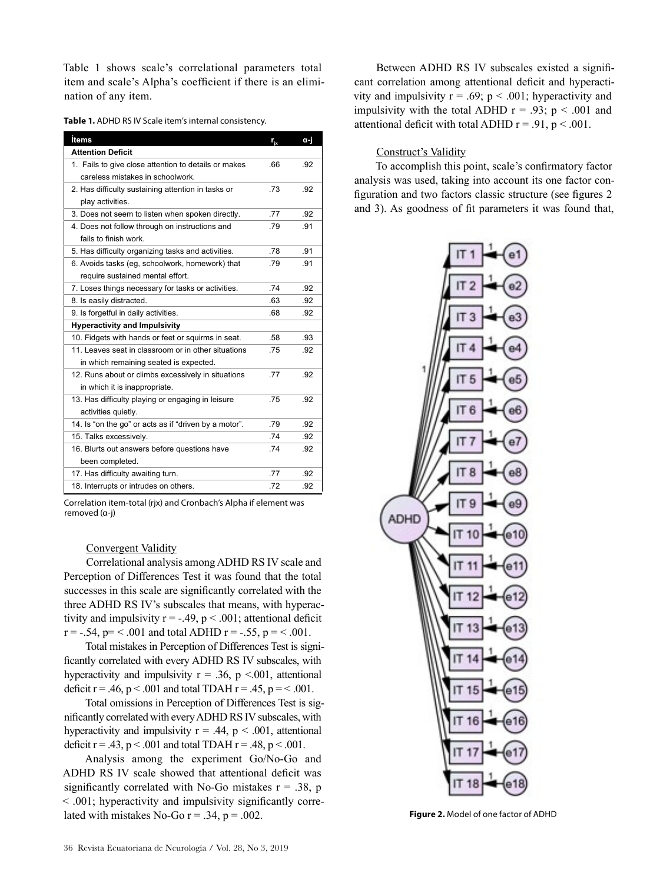Table 1 shows scale's correlational parameters total item and scale's Alpha's coefficient if there is an elimination of any item.

**Table 1.** ADHD RS IV Scale item's internal consistency.

| Ítems | $r_{jx}$ | α-j |
|---|---|---|
| **Attention Deficit** | | |
| 1. Fails to give close attention to details or makes careless mistakes in schoolwork. | .66 | .92 |
| 2. Has difficulty sustaining attention in tasks or play activities. | .73 | .92 |
| 3. Does not seem to listen when spoken directly. | .77 | .92 |
| 4. Does not follow through on instructions and fails to finish work. | .79 | .91 |
| 5. Has difficulty organizing tasks and activities. | .78 | .91 |
| 6. Avoids tasks (eg, schoolwork, homework) that require sustained mental effort. | .79 | .91 |
| 7. Loses things necessary for tasks or activities. | .74 | .92 |
| 8. Is easily distracted. | .63 | .92 |
| 9. Is forgetful in daily activities. | .68 | .92 |
| **Hyperactivity and Impulsivity** | | |
| 10. Fidgets with hands or feet or squirms in seat. | .58 | .93 |
| 11. Leaves seat in classroom or in other situations in which remaining seated is expected. | .75 | .92 |
| 12. Runs about or climbs excessively in situations in which it is inappropriate. | .77 | .92 |
| 13. Has difficulty playing or engaging in leisure activities quietly. | .75 | .92 |
| 14. Is "on the go" or acts as if "driven by a motor". | .79 | .92 |
| 15. Talks excessively. | .74 | .92 |
| 16. Blurts out answers before questions have been completed. | .74 | .92 |
| 17. Has difficulty awaiting turn. | .77 | .92 |
| 18. Interrupts or intrudes on others. | .72 | .92 |

Correlation item-total (rjx) and Cronbach's Alpha if element was removed (α-j)

Convergent Validity

Correlational analysis among ADHD RS IV scale and Perception of Differences Test it was found that the total successes in this scale are significantly correlated with the three ADHD RS IV's subscales that means, with hyperactivity and impulsivity $r = -.49$, $p < .001$; attentional deficit $r = -.54$, $p = < .001$ and total ADHD $r = -.55$, $p = < .001$.

Total mistakes in Perception of Differences Test is significantly correlated with every ADHD RS IV subscales, with hyperactivity and impulsivity $r = .36$, $p < .001$, attentional deficit $r = .46$, $p < .001$ and total TDAH $r = .45$, $p = < .001$.

Total omissions in Perception of Differences Test is significantly correlated with every ADHD RS IV subscales, with hyperactivity and impulsivity $r = .44$, $p < .001$, attentional deficit $r = .43$, $p < .001$ and total TDAH $r = .48$, $p < .001$.

Analysis among the experiment Go/No-Go and ADHD RS IV scale showed that attentional deficit was significantly correlated with No-Go mistakes $r = .38$, $p < .001$; hyperactivity and impulsivity significantly correlated with mistakes No-Go $r = .34$, $p = .002$.

Between ADHD RS IV subscales existed a significant correlation among attentional deficit and hyperactivity and impulsivity $r = .69$; $p < .001$; hyperactivity and impulsivity with the total ADHD $r = .93$; $p < .001$ and attentional deficit with total ADHD $r = .91$, $p < .001$.

Construct's Validity

To accomplish this point, scale's confirmatory factor analysis was used, taking into account its one factor configuration and two factors classic structure (see figures 2 and 3). As goodness of fit parameters it was found that,

**Figure 2.** Model of one factor of ADHD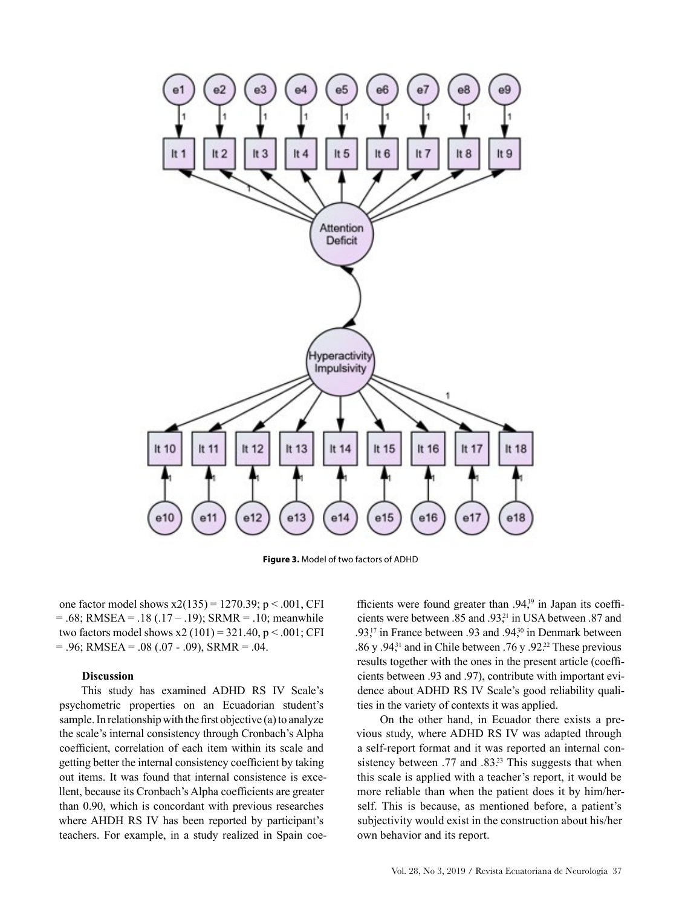Figure 3. Model of two factors of ADHD

one factor model shows $x2(135) = 1270.39$; $p < .001$, CFI $= .68$; RMSEA $= .18$ (.17 – .19); SRMR $= .10$; meanwhile two factors model shows $x2\ (101) = 321.40$, $p < .001$; CFI $= .96$; RMSEA $= .08$ (.07 - .09), SRMR $= .04$.

### Discussion

This study has examined ADHD RS IV Scale's psychometric properties on an Ecuadorian student's sample. In relationship with the first objective (a) to analyze the scale's internal consistency through Cronbach's Alpha coefficient, correlation of each item within its scale and getting better the internal consistency coefficient by taking out items. It was found that internal consistence is excellent, because its Cronbach's Alpha coefficients are greater than 0.90, which is concordant with previous researches where AHDH RS IV has been reported by participant's teachers. For example, in a study realized in Spain coefficients were found greater than .94;[19] in Japan its coefficients were between .85 and .93;[21] in USA between .87 and .93;[17] in France between .93 and .94;[30] in Denmark between .86 y .94;[31] and in Chile between .76 y .92.[22] These previous results together with the ones in the present article (coefficients between .93 and .97), contribute with important evidence about ADHD RS IV Scale's good reliability qualities in the variety of contexts it was applied.

On the other hand, in Ecuador there exists a previous study, where ADHD RS IV was adapted through a self-report format and it was reported an internal consistency between .77 and .83.[23] This suggests that when this scale is applied with a teacher's report, it would be more reliable than when the patient does it by him/herself. This is because, as mentioned before, a patient's subjectivity would exist in the construction about his/her own behavior and its report.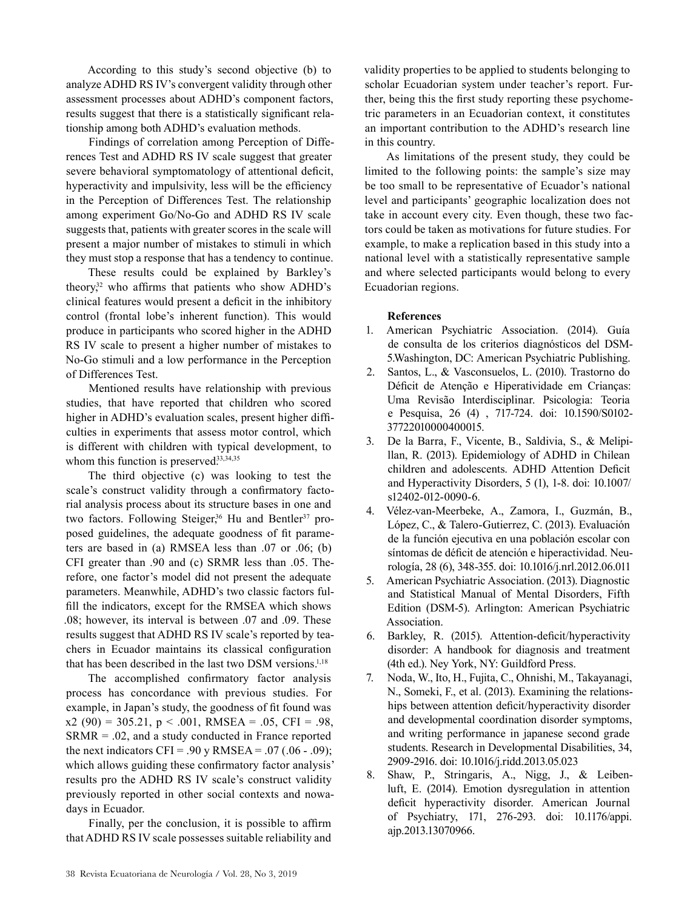According to this study's second objective (b) to analyze ADHD RS IV's convergent validity through other assessment processes about ADHD's component factors, results suggest that there is a statistically significant relationship among both ADHD's evaluation methods.

Findings of correlation among Perception of Differences Test and ADHD RS IV scale suggest that greater severe behavioral symptomatology of attentional deficit, hyperactivity and impulsivity, less will be the efficiency in the Perception of Differences Test. The relationship among experiment Go/No-Go and ADHD RS IV scale suggests that, patients with greater scores in the scale will present a major number of mistakes to stimuli in which they must stop a response that has a tendency to continue.

These results could be explained by Barkley's theory,[32] who affirms that patients who show ADHD's clinical features would present a deficit in the inhibitory control (frontal lobe's inherent function). This would produce in participants who scored higher in the ADHD RS IV scale to present a higher number of mistakes to No-Go stimuli and a low performance in the Perception of Differences Test.

Mentioned results have relationship with previous studies, that have reported that children who scored higher in ADHD's evaluation scales, present higher difficulties in experiments that assess motor control, which is different with children with typical development, to whom this function is preserved.[33,34,35]

The third objective (c) was looking to test the scale's construct validity through a confirmatory factorial analysis process about its structure bases in one and two factors. Following Steiger,[36] Hu and Bentler[37] proposed guidelines, the adequate goodness of fit parameters are based in (a) RMSEA less than .07 or .06; (b) CFI greater than .90 and (c) SRMR less than .05. Therefore, one factor's model did not present the adequate parameters. Meanwhile, ADHD's two classic factors fulfill the indicators, except for the RMSEA which shows .08; however, its interval is between .07 and .09. These results suggest that ADHD RS IV scale's reported by teachers in Ecuador maintains its classical configuration that has been described in the last two DSM versions.[1,18]

The accomplished confirmatory factor analysis process has concordance with previous studies. For example, in Japan's study, the goodness of fit found was $x2\ (90) = 305.21$, $p < .001$, RMSEA = .05, CFI = .98, SRMR = .02, and a study conducted in France reported the next indicators CFI = .90 y RMSEA = .07 (.06 - .09); which allows guiding these confirmatory factor analysis' results pro the ADHD RS IV scale's construct validity previously reported in other social contexts and nowadays in Ecuador.

Finally, per the conclusion, it is possible to affirm that ADHD RS IV scale possesses suitable reliability and validity properties to be applied to students belonging to scholar Ecuadorian system under teacher's report. Further, being this the first study reporting these psychometric parameters in an Ecuadorian context, it constitutes an important contribution to the ADHD's research line in this country.

As limitations of the present study, they could be limited to the following points: the sample's size may be too small to be representative of Ecuador's national level and participants' geographic localization does not take in account every city. Even though, these two factors could be taken as motivations for future studies. For example, to make a replication based in this study into a national level with a statistically representative sample and where selected participants would belong to every Ecuadorian regions.

**References**

1. American Psychiatric Association. (2014). Guía de consulta de los criterios diagnósticos del DSM-5.Washington, DC: American Psychiatric Publishing.
2. Santos, L., & Vasconsuelos, L. (2010). Trastorno do Déficit de Atenção e Hiperatividade em Crianças: Uma Revisão Interdisciplinar. Psicologia: Teoria e Pesquisa, 26 (4) , 717-724. doi: 10.1590/S0102-37722010000400015.
3. De la Barra, F., Vicente, B., Saldivia, S., & Melipillan, R. (2013). Epidemiology of ADHD in Chilean children and adolescents. ADHD Attention Deficit and Hyperactivity Disorders, 5 (1), 1-8. doi: 10.1007/s12402-012-0090-6.
4. Vélez-van-Meerbeke, A., Zamora, I., Guzmán, B., López, C., & Talero-Gutierrez, C. (2013). Evaluación de la función ejecutiva en una población escolar con síntomas de déficit de atención e hiperactividad. Neurología, 28 (6), 348-355. doi: 10.1016/j.nrl.2012.06.011
5. American Psychiatric Association. (2013). Diagnostic and Statistical Manual of Mental Disorders, Fifth Edition (DSM-5). Arlington: American Psychiatric Association.
6. Barkley, R. (2015). Attention-deficit/hyperactivity disorder: A handbook for diagnosis and treatment (4th ed.). Ney York, NY: Guildford Press.
7. Noda, W., Ito, H., Fujita, C., Ohnishi, M., Takayanagi, N., Someki, F., et al. (2013). Examining the relationships between attention deficit/hyperactivity disorder and developmental coordination disorder symptoms, and writing performance in japanese second grade students. Research in Developmental Disabilities, 34, 2909-2916. doi: 10.1016/j.ridd.2013.05.023
8. Shaw, P., Stringaris, A., Nigg, J., & Leibenluft, E. (2014). Emotion dysregulation in attention deficit hyperactivity disorder. American Journal of Psychiatry, 171, 276-293. doi: 10.1176/appi.ajp.2013.13070966.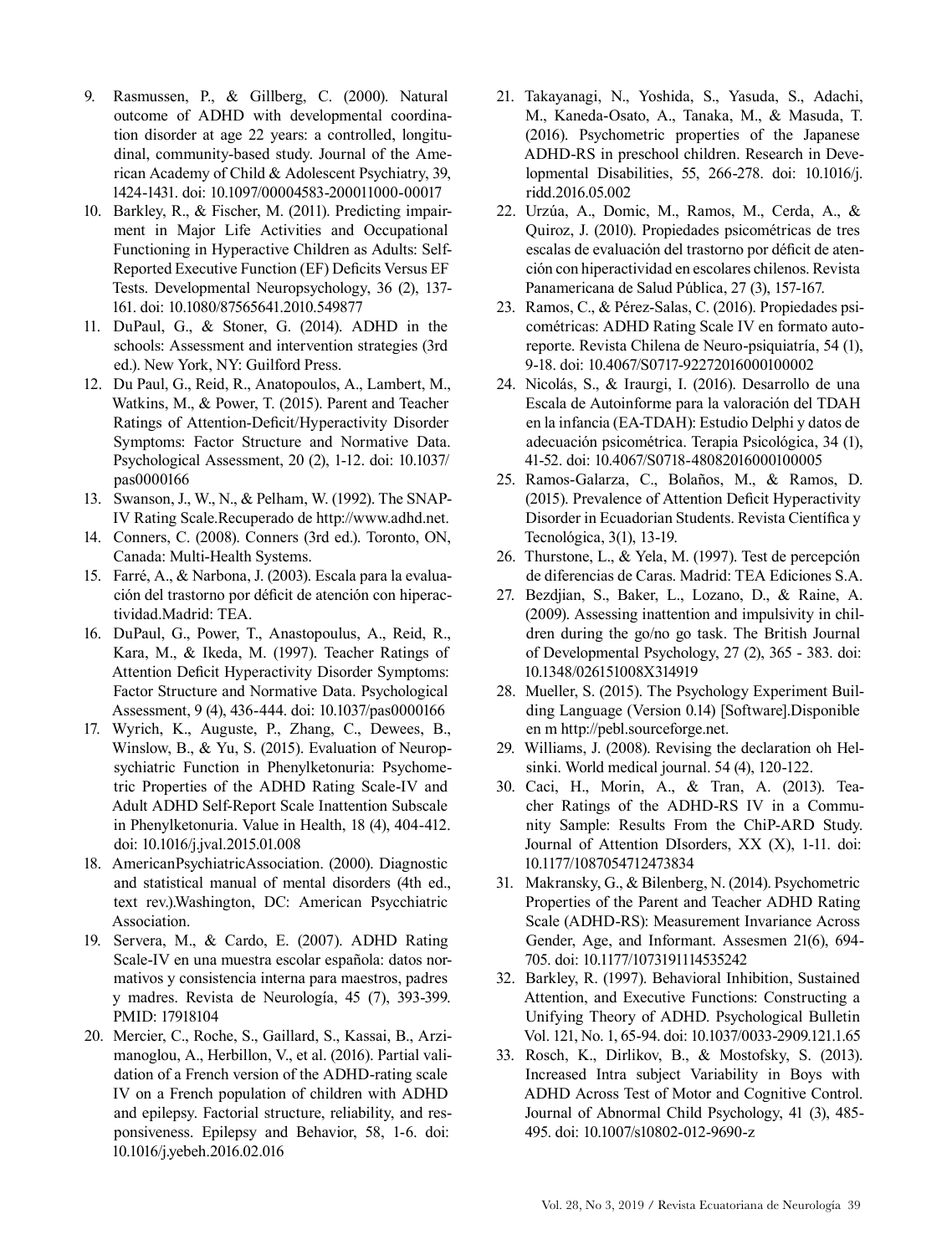9. Rasmussen, P., & Gillberg, C. (2000). Natural outcome of ADHD with developmental coordination disorder at age 22 years: a controlled, longitudinal, community-based study. Journal of the American Academy of Child & Adolescent Psychiatry, 39, 1424-1431. doi: 10.1097/00004583-200011000-00017
10. Barkley, R., & Fischer, M. (2011). Predicting impairment in Major Life Activities and Occupational Functioning in Hyperactive Children as Adults: Self-Reported Executive Function (EF) Deficits Versus EF Tests. Developmental Neuropsychology, 36 (2), 137-161. doi: 10.1080/87565641.2010.549877
11. DuPaul, G., & Stoner, G. (2014). ADHD in the schools: Assessment and intervention strategies (3rd ed.). New York, NY: Guilford Press.
12. Du Paul, G., Reid, R., Anatopoulos, A., Lambert, M., Watkins, M., & Power, T. (2015). Parent and Teacher Ratings of Attention-Deficit/Hyperactivity Disorder Symptoms: Factor Structure and Normative Data. Psychological Assessment, 20 (2), 1-12. doi: 10.1037/pas0000166
13. Swanson, J., W., N., & Pelham, W. (1992). The SNAP-IV Rating Scale.Recuperado de http://www.adhd.net.
14. Conners, C. (2008). Conners (3rd ed.). Toronto, ON, Canada: Multi-Health Systems.
15. Farré, A., & Narbona, J. (2003). Escala para la evaluación del trastorno por déficit de atención con hiperactividad.Madrid: TEA.
16. DuPaul, G., Power, T., Anastopoulus, A., Reid, R., Kara, M., & Ikeda, M. (1997). Teacher Ratings of Attention Deficit Hyperactivity Disorder Symptoms: Factor Structure and Normative Data. Psychological Assessment, 9 (4), 436-444. doi: 10.1037/pas0000166
17. Wyrich, K., Auguste, P., Zhang, C., Dewees, B., Winslow, B., & Yu, S. (2015). Evaluation of Neuropsychiatric Function in Phenylketonuria: Psychometric Properties of the ADHD Rating Scale-IV and Adult ADHD Self-Report Scale Inattention Subscale in Phenylketonuria. Value in Health, 18 (4), 404-412. doi: 10.1016/j.jval.2015.01.008
18. AmericanPsychiatricAssociation. (2000). Diagnostic and statistical manual of mental disorders (4th ed., text rev.).Washington, DC: American Psycchiatric Association.
19. Servera, M., & Cardo, E. (2007). ADHD Rating Scale-IV en una muestra escolar española: datos normativos y consistencia interna para maestros, padres y madres. Revista de Neurología, 45 (7), 393-399. PMID: 17918104
20. Mercier, C., Roche, S., Gaillard, S., Kassai, B., Arzimanoglou, A., Herbillon, V., et al. (2016). Partial validation of a French version of the ADHD-rating scale IV on a French population of children with ADHD and epilepsy. Factorial structure, reliability, and responsiveness. Epilepsy and Behavior, 58, 1-6. doi: 10.1016/j.yebeh.2016.02.016
21. Takayanagi, N., Yoshida, S., Yasuda, S., Adachi, M., Kaneda-Osato, A., Tanaka, M., & Masuda, T. (2016). Psychometric properties of the Japanese ADHD-RS in preschool children. Research in Developmental Disabilities, 55, 266-278. doi: 10.1016/j.ridd.2016.05.002
22. Urzúa, A., Domic, M., Ramos, M., Cerda, A., & Quiroz, J. (2010). Propiedades psicométricas de tres escalas de evaluación del trastorno por déficit de atención con hiperactividad en escolares chilenos. Revista Panamericana de Salud Pública, 27 (3), 157-167.
23. Ramos, C., & Pérez-Salas, C. (2016). Propiedades psicométricas: ADHD Rating Scale IV en formato autoreporte. Revista Chilena de Neuro-psiquiatría, 54 (1), 9-18. doi: 10.4067/S0717-92272016000100002
24. Nicolás, S., & Iraurgi, I. (2016). Desarrollo de una Escala de Autoinforme para la valoración del TDAH en la infancia (EA-TDAH): Estudio Delphi y datos de adecuación psicométrica. Terapia Psicológica, 34 (1), 41-52. doi: 10.4067/S0718-48082016000100005
25. Ramos-Galarza, C., Bolaños, M., & Ramos, D. (2015). Prevalence of Attention Deficit Hyperactivity Disorder in Ecuadorian Students. Revista Científica y Tecnológica, 3(1), 13-19.
26. Thurstone, L., & Yela, M. (1997). Test de percepción de diferencias de Caras. Madrid: TEA Ediciones S.A.
27. Bezdjian, S., Baker, L., Lozano, D., & Raine, A. (2009). Assessing inattention and impulsivity in children during the go/no go task. The British Journal of Developmental Psychology, 27 (2), 365 - 383. doi: 10.1348/026151008X314919
28. Mueller, S. (2015). The Psychology Experiment Building Language (Version 0.14) [Software].Disponible en m http://pebl.sourceforge.net.
29. Williams, J. (2008). Revising the declaration oh Helsinki. World medical journal. 54 (4), 120-122.
30. Caci, H., Morin, A., & Tran, A. (2013). Teacher Ratings of the ADHD-RS IV in a Community Sample: Results From the ChiP-ARD Study. Journal of Attention DIsorders, XX (X), 1-11. doi: 10.1177/1087054712473834
31. Makransky, G., & Bilenberg, N. (2014). Psychometric Properties of the Parent and Teacher ADHD Rating Scale (ADHD-RS): Measurement Invariance Across Gender, Age, and Informant. Assesmen 21(6), 694-705. doi: 10.1177/1073191114535242
32. Barkley, R. (1997). Behavioral Inhibition, Sustained Attention, and Executive Functions: Constructing a Unifying Theory of ADHD. Psychological Bulletin Vol. 121, No. 1, 65-94. doi: 10.1037/0033-2909.121.1.65
33. Rosch, K., Dirlikov, B., & Mostofsky, S. (2013). Increased Intra subject Variability in Boys with ADHD Across Test of Motor and Cognitive Control. Journal of Abnormal Child Psychology, 41 (3), 485-495. doi: 10.1007/s10802-012-9690-z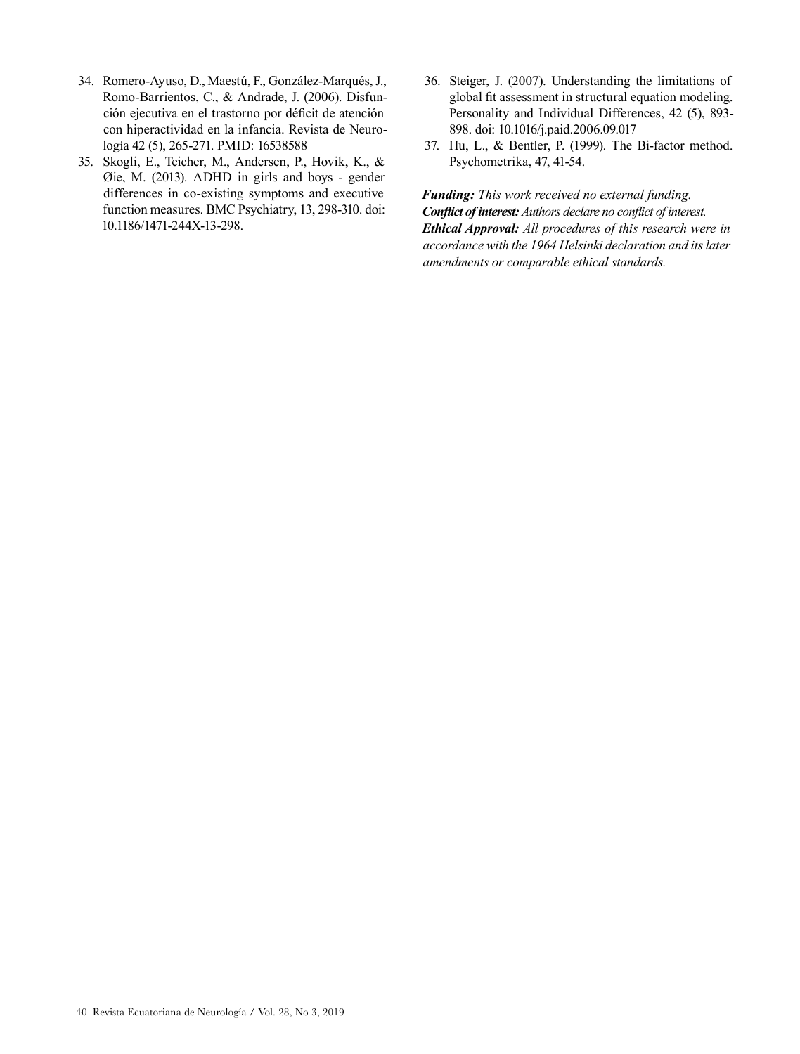34. Romero-Ayuso, D., Maestú, F., González-Marqués, J., Romo-Barrientos, C., & Andrade, J. (2006). Disfunción ejecutiva en el trastorno por déficit de atención con hiperactividad en la infancia. Revista de Neurología 42 (5), 265-271. PMID: 16538588
35. Skogli, E., Teicher, M., Andersen, P., Hovik, K., & Øie, M. (2013). ADHD in girls and boys - gender differences in co-existing symptoms and executive function measures. BMC Psychiatry, 13, 298-310. doi: 10.1186/1471-244X-13-298.
36. Steiger, J. (2007). Understanding the limitations of global fit assessment in structural equation modeling. Personality and Individual Differences, 42 (5), 893-898. doi: 10.1016/j.paid.2006.09.017
37. Hu, L., & Bentler, P. (1999). The Bi-factor method. Psychometrika, 47, 41-54.

***Funding:*** *This work received no external funding.*
***Conflict of interest:*** *Authors declare no conflict of interest.*
***Ethical Approval:*** *All procedures of this research were in accordance with the 1964 Helsinki declaration and its later amendments or comparable ethical standards.*